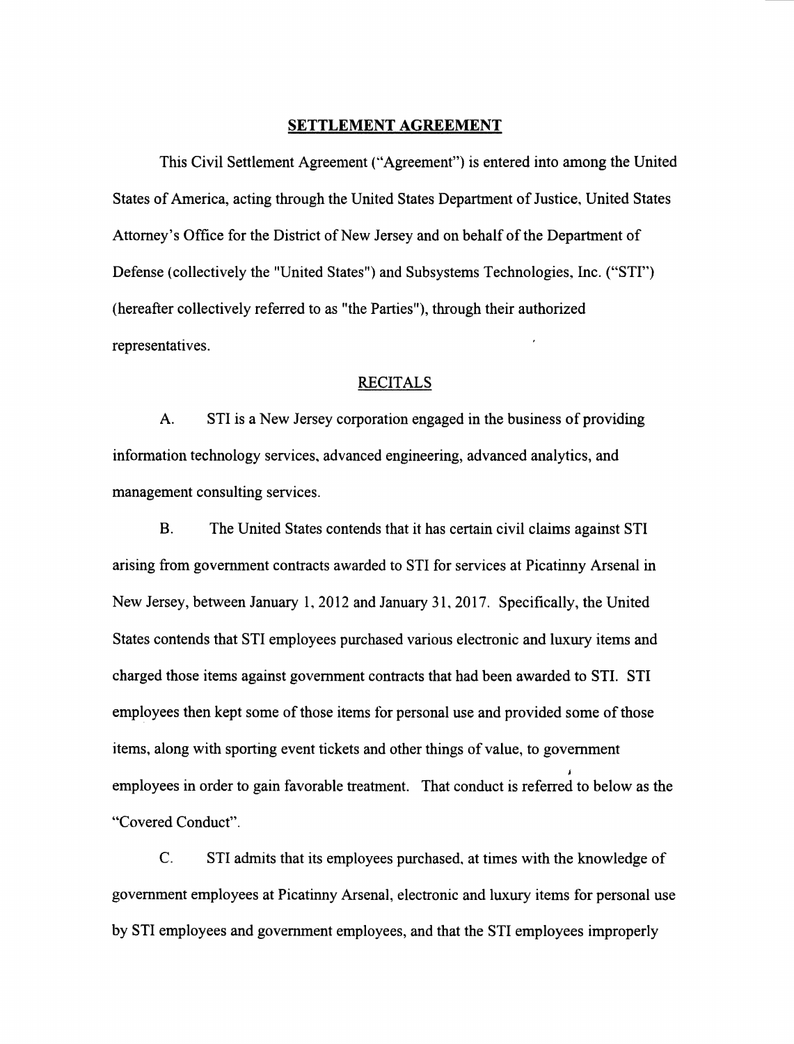**SETTLEMENT AGREEMENT**

This Civil Settlement Agreement ("Agreement") is entered into among the United States of America, acting through the United States Department of Justice, United States Attorney's Office for the District of New Jersey and on behalf of the Department of Defense (collectively the "United States") and Subsystems Technologies, Inc. ("STI") (hereafter collectively referred to as "the Parties"), through their authorized representatives.

RECITALS

A. STI is a New Jersey corporation engaged in the business of providing information technology services, advanced engineering, advanced analytics, and management consulting services.

B. The United States contends that it has certain civil claims against STI arising from government contracts awarded to STI for services at Picatinny Arsenal in New Jersey, between January 1, 2012 and January 31, 2017. Specifically, the United States contends that STI employees purchased various electronic and luxury items and charged those items against government contracts that had been awarded to STI. STI employees then kept some of those items for personal use and provided some of those items, along with sporting event tickets and other things of value, to government employees in order to gain favorable treatment. That conduct is referred to below as the "Covered Conduct".

C. STI admits that its employees purchased, at times with the knowledge of government employees at Picatinny Arsenal, electronic and luxury items for personal use by STI employees and government employees, and that the STI employees improperly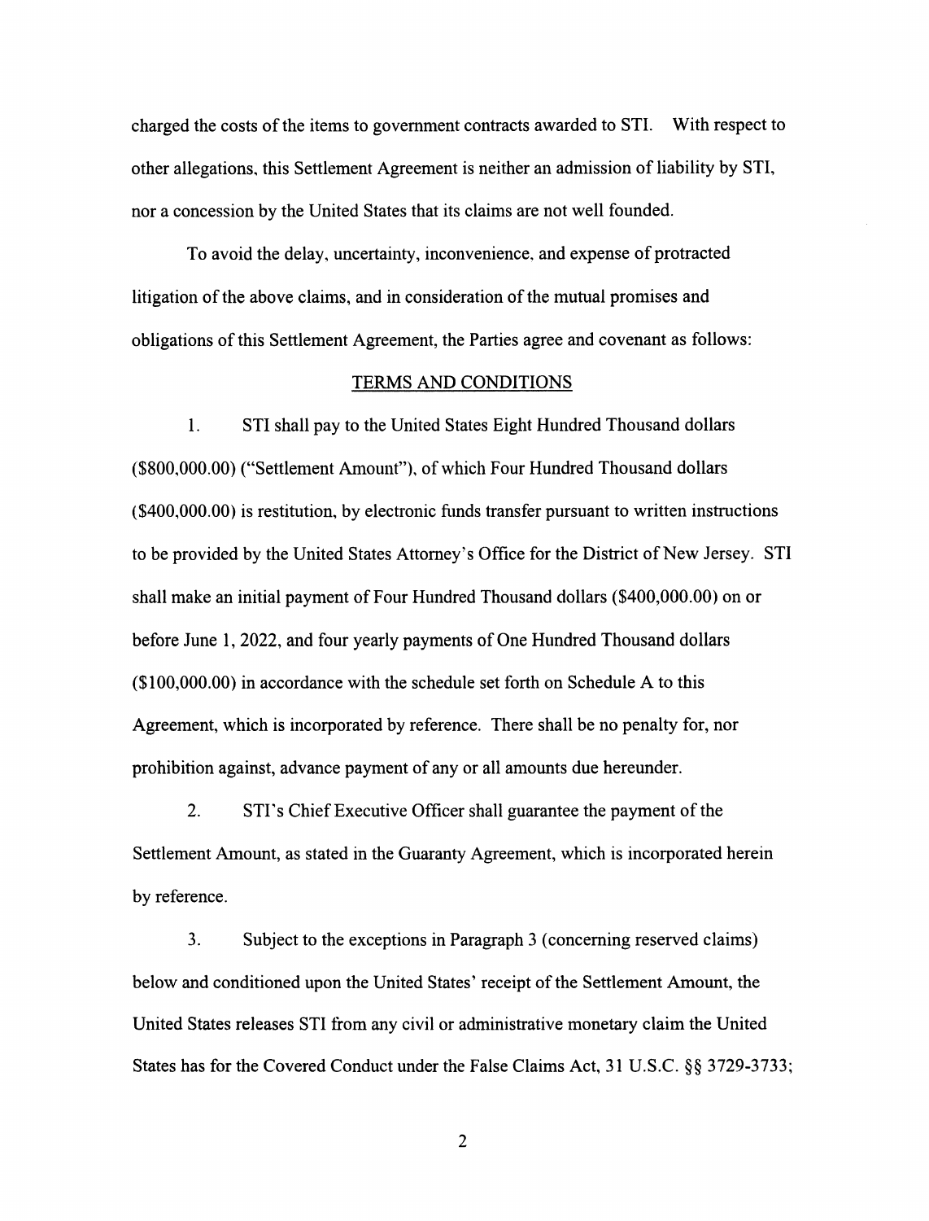charged the costs of the items to government contracts awarded to STI. With respect to other allegations, this Settlement Agreement is neither an admission of liability by STI, nor a concession by the United States that its claims are not well founded.

To avoid the delay, uncertainty, inconvenience, and expense of protracted litigation of the above claims, and in consideration of the mutual promises and obligations of this Settlement Agreement, the Parties agree and covenant as follows:

## TERMS AND CONDITIONS

1. STI shall pay to the United States Eight Hundred Thousand dollars ($800,000.00) ("Settlement Amount"), of which Four Hundred Thousand dollars ($400,000.00) is restitution, by electronic funds transfer pursuant to written instructions to be provided by the United States Attorney's Office for the District of New Jersey. STI shall make an initial payment of Four Hundred Thousand dollars ($400,000.00) on or before June 1, 2022, and four yearly payments of One Hundred Thousand dollars ($100,000.00) in accordance with the schedule set forth on Schedule A to this Agreement, which is incorporated by reference. There shall be no penalty for, nor prohibition against, advance payment of any or all amounts due hereunder.

2. STI's Chief Executive Officer shall guarantee the payment of the Settlement Amount, as stated in the Guaranty Agreement, which is incorporated herein by reference.

3. Subject to the exceptions in Paragraph 3 (concerning reserved claims) below and conditioned upon the United States' receipt of the Settlement Amount, the United States releases STI from any civil or administrative monetary claim the United States has for the Covered Conduct under the False Claims Act, 31 U.S.C. §§ 3729-3733;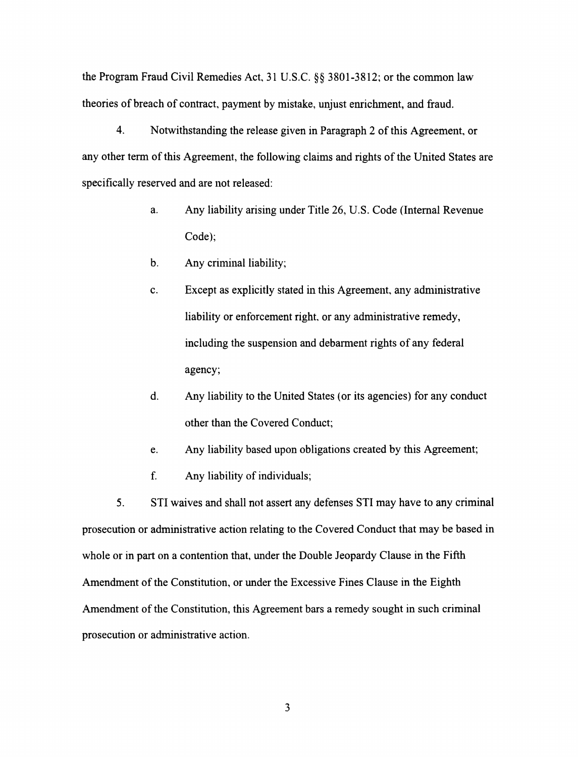the Program Fraud Civil Remedies Act, 31 U.S.C. §§ 3801-3812; or the common law theories of breach of contract, payment by mistake, unjust enrichment, and fraud.

4. Notwithstanding the release given in Paragraph 2 of this Agreement, or any other term of this Agreement, the following claims and rights of the United States are specifically reserved and are not released:

   a. Any liability arising under Title 26, U.S. Code (Internal Revenue Code);

   b. Any criminal liability;

   c. Except as explicitly stated in this Agreement, any administrative liability or enforcement right, or any administrative remedy, including the suspension and debarment rights of any federal agency;

   d. Any liability to the United States (or its agencies) for any conduct other than the Covered Conduct;

   e. Any liability based upon obligations created by this Agreement;

   f. Any liability of individuals;

5. STI waives and shall not assert any defenses STI may have to any criminal prosecution or administrative action relating to the Covered Conduct that may be based in whole or in part on a contention that, under the Double Jeopardy Clause in the Fifth Amendment of the Constitution, or under the Excessive Fines Clause in the Eighth Amendment of the Constitution, this Agreement bars a remedy sought in such criminal prosecution or administrative action.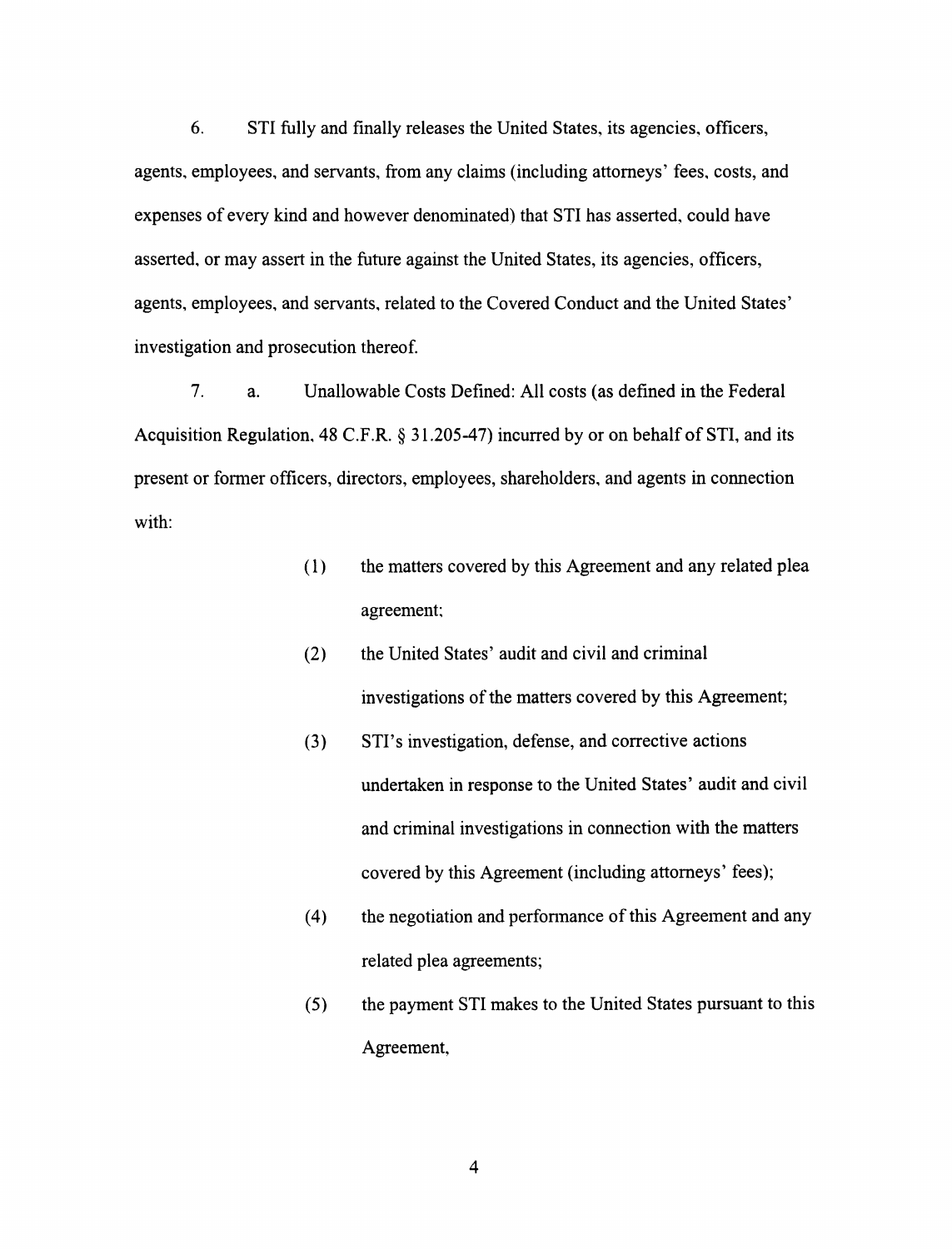6. STI fully and finally releases the United States, its agencies, officers, agents, employees, and servants, from any claims (including attorneys' fees, costs, and expenses of every kind and however denominated) that STI has asserted, could have asserted, or may assert in the future against the United States, its agencies, officers, agents, employees, and servants, related to the Covered Conduct and the United States' investigation and prosecution thereof.

7. a. Unallowable Costs Defined: All costs (as defined in the Federal Acquisition Regulation, 48 C.F.R. § 31.205-47) incurred by or on behalf of STI, and its present or former officers, directors, employees, shareholders, and agents in connection with:

(1) the matters covered by this Agreement and any related plea agreement;

(2) the United States' audit and civil and criminal investigations of the matters covered by this Agreement;

(3) STI's investigation, defense, and corrective actions undertaken in response to the United States' audit and civil and criminal investigations in connection with the matters covered by this Agreement (including attorneys' fees);

(4) the negotiation and performance of this Agreement and any related plea agreements;

(5) the payment STI makes to the United States pursuant to this Agreement,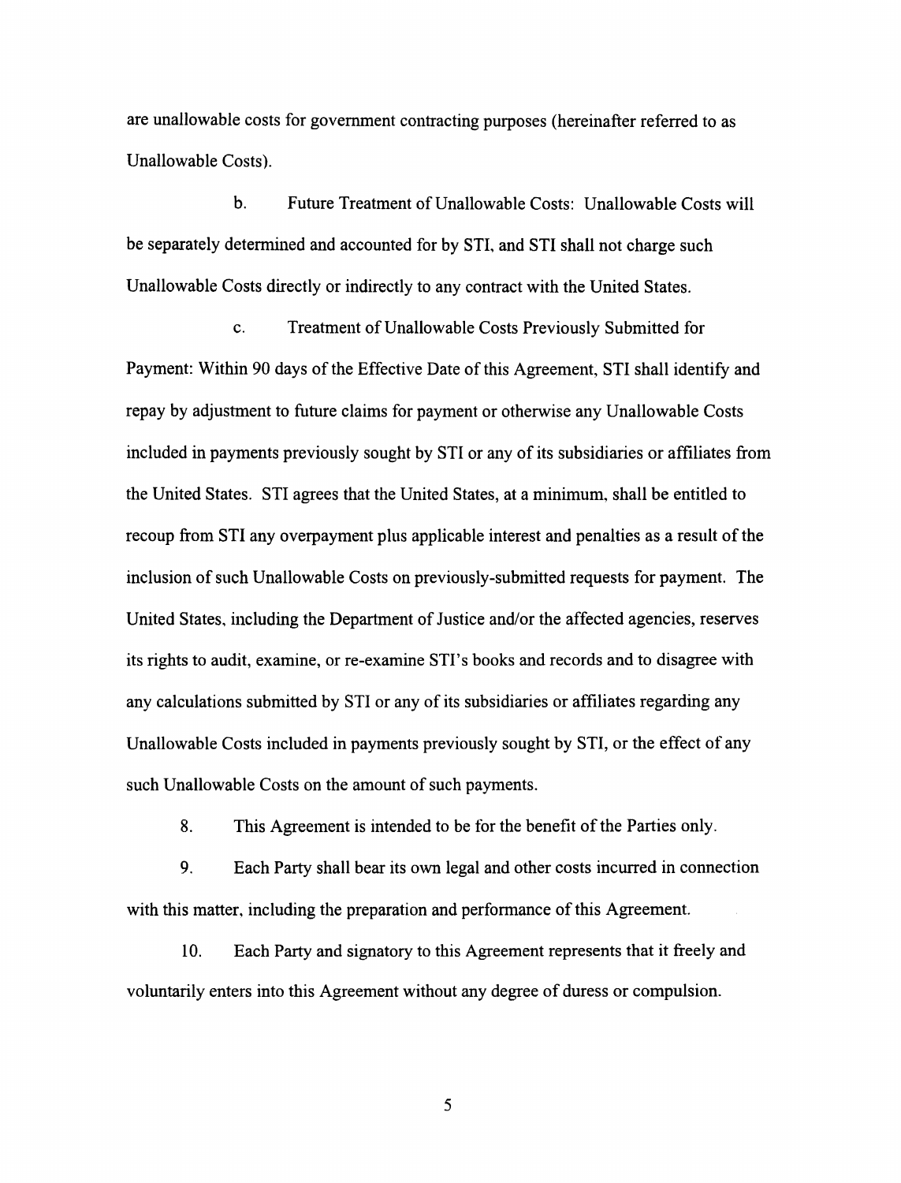are unallowable costs for government contracting purposes (hereinafter referred to as Unallowable Costs).

b. Future Treatment of Unallowable Costs: Unallowable Costs will be separately determined and accounted for by STI, and STI shall not charge such Unallowable Costs directly or indirectly to any contract with the United States.

c. Treatment of Unallowable Costs Previously Submitted for Payment: Within 90 days of the Effective Date of this Agreement, STI shall identify and repay by adjustment to future claims for payment or otherwise any Unallowable Costs included in payments previously sought by STI or any of its subsidiaries or affiliates from the United States. STI agrees that the United States, at a minimum, shall be entitled to recoup from STI any overpayment plus applicable interest and penalties as a result of the inclusion of such Unallowable Costs on previously-submitted requests for payment. The United States, including the Department of Justice and/or the affected agencies, reserves its rights to audit, examine, or re-examine STI's books and records and to disagree with any calculations submitted by STI or any of its subsidiaries or affiliates regarding any Unallowable Costs included in payments previously sought by STI, or the effect of any such Unallowable Costs on the amount of such payments.

8. This Agreement is intended to be for the benefit of the Parties only.

9. Each Party shall bear its own legal and other costs incurred in connection with this matter, including the preparation and performance of this Agreement.

10. Each Party and signatory to this Agreement represents that it freely and voluntarily enters into this Agreement without any degree of duress or compulsion.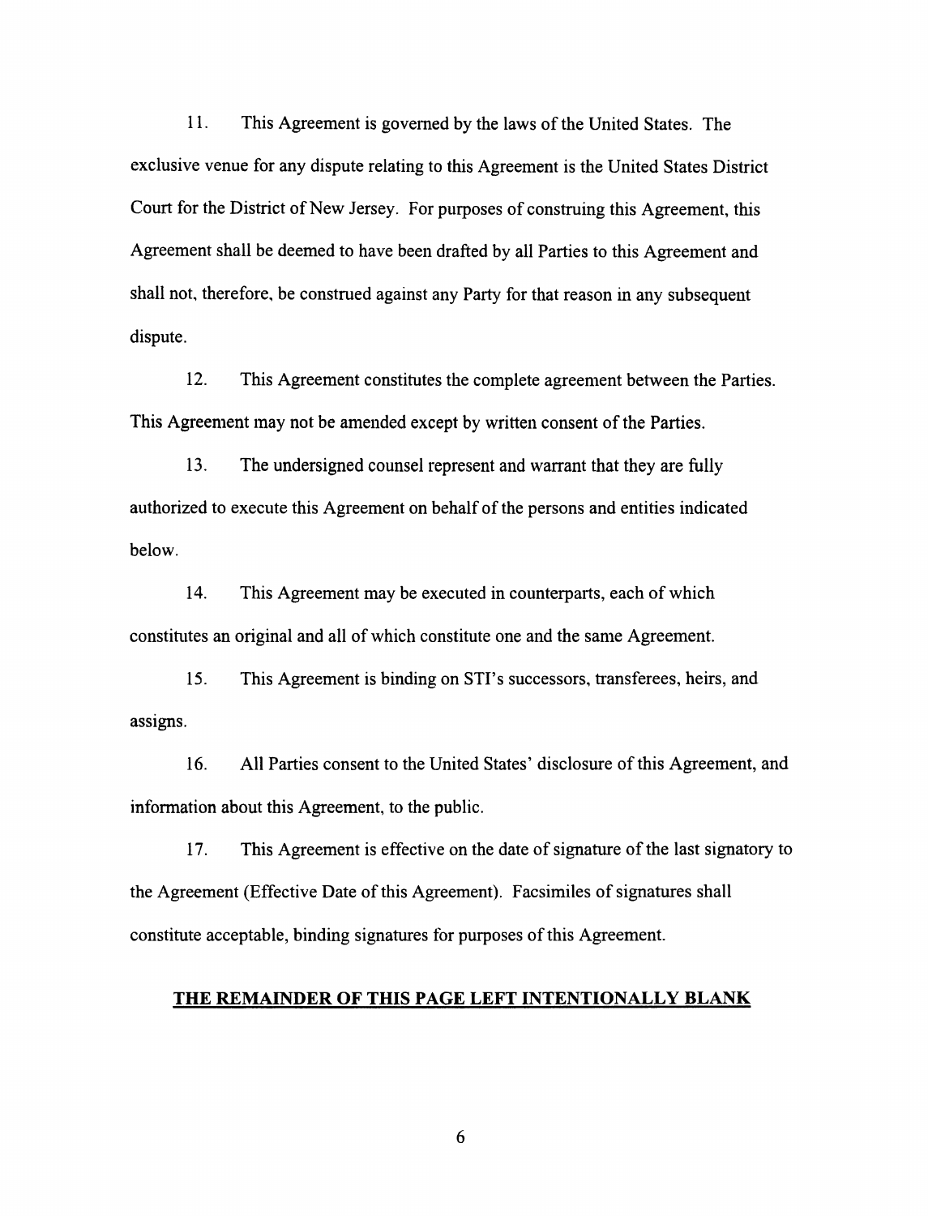11. This Agreement is governed by the laws of the United States. The exclusive venue for any dispute relating to this Agreement is the United States District Court for the District of New Jersey. For purposes of construing this Agreement, this Agreement shall be deemed to have been drafted by all Parties to this Agreement and shall not, therefore, be construed against any Party for that reason in any subsequent dispute.

12. This Agreement constitutes the complete agreement between the Parties. This Agreement may not be amended except by written consent of the Parties.

13. The undersigned counsel represent and warrant that they are fully authorized to execute this Agreement on behalf of the persons and entities indicated below.

14. This Agreement may be executed in counterparts, each of which constitutes an original and all of which constitute one and the same Agreement.

15. This Agreement is binding on STI's successors, transferees, heirs, and assigns.

16. All Parties consent to the United States' disclosure of this Agreement, and information about this Agreement, to the public.

17. This Agreement is effective on the date of signature of the last signatory to the Agreement (Effective Date of this Agreement). Facsimiles of signatures shall constitute acceptable, binding signatures for purposes of this Agreement.

**THE REMAINDER OF THIS PAGE LEFT INTENTIONALLY BLANK**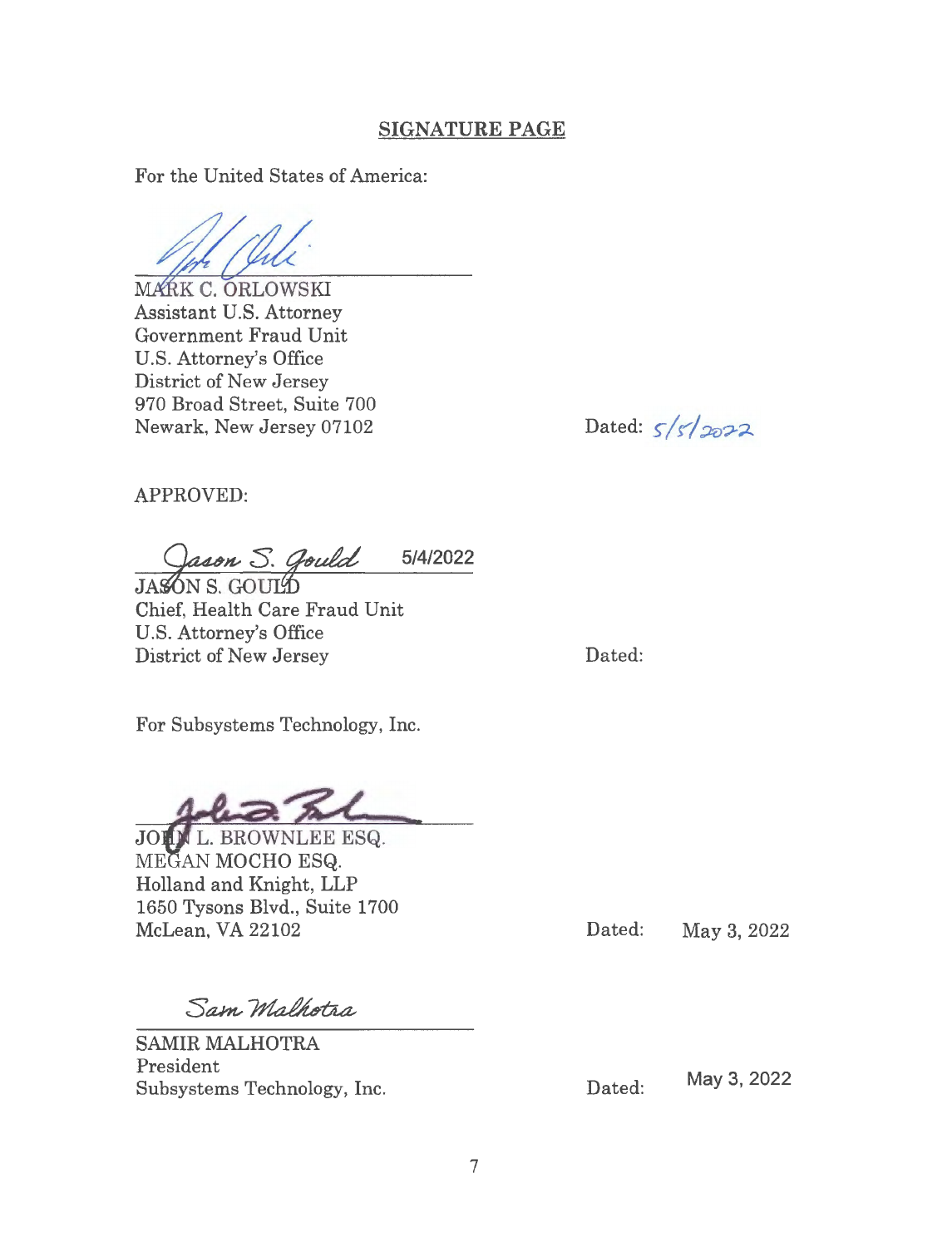## SIGNATURE PAGE

For the United States of America:

MARK C. ORLOWSKI
Assistant U.S. Attorney
Government Fraud Unit
U.S. Attorney's Office
District of New Jersey
970 Broad Street, Suite 700
Newark, New Jersey 07102

Dated: 5/5/2022

APPROVED:

Jason S. Gould 5/4/2022

JASON S. GOULD
Chief, Health Care Fraud Unit
U.S. Attorney's Office
District of New Jersey

Dated:

For Subsystems Technology, Inc.

JOHN L. BROWNLEE ESQ.
MEGAN MOCHO ESQ.
Holland and Knight, LLP
1650 Tysons Blvd., Suite 1700
McLean, VA 22102

Dated: May 3, 2022

Sam Malhotra

SAMIR MALHOTRA
President
Subsystems Technology, Inc.

Dated: May 3, 2022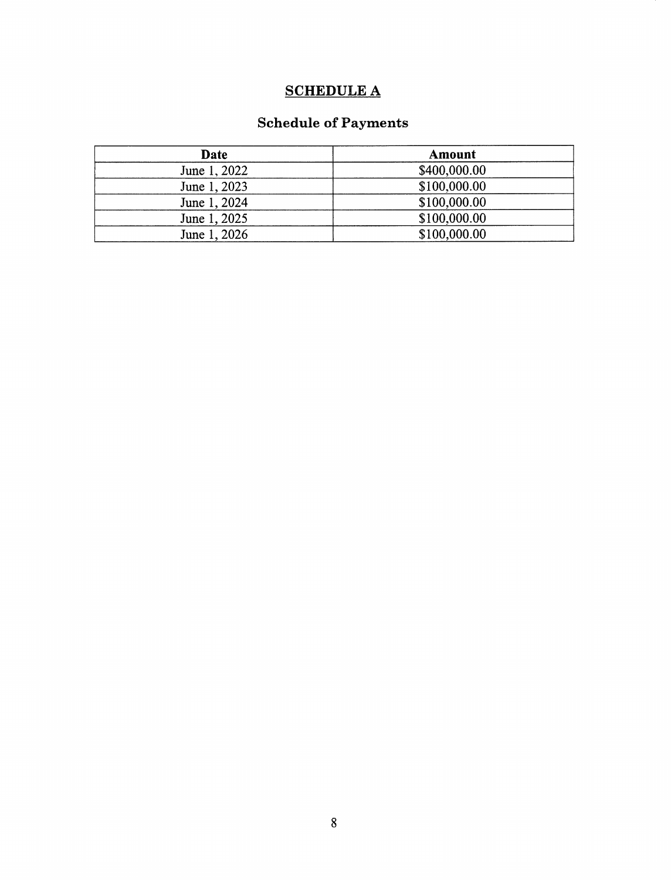# SCHEDULE A

## Schedule of Payments

| Date | Amount |
| --- | --- |
| June 1, 2022 | $400,000.00 |
| June 1, 2023 | $100,000.00 |
| June 1, 2024 | $100,000.00 |
| June 1, 2025 | $100,000.00 |
| June 1, 2026 | $100,000.00 |